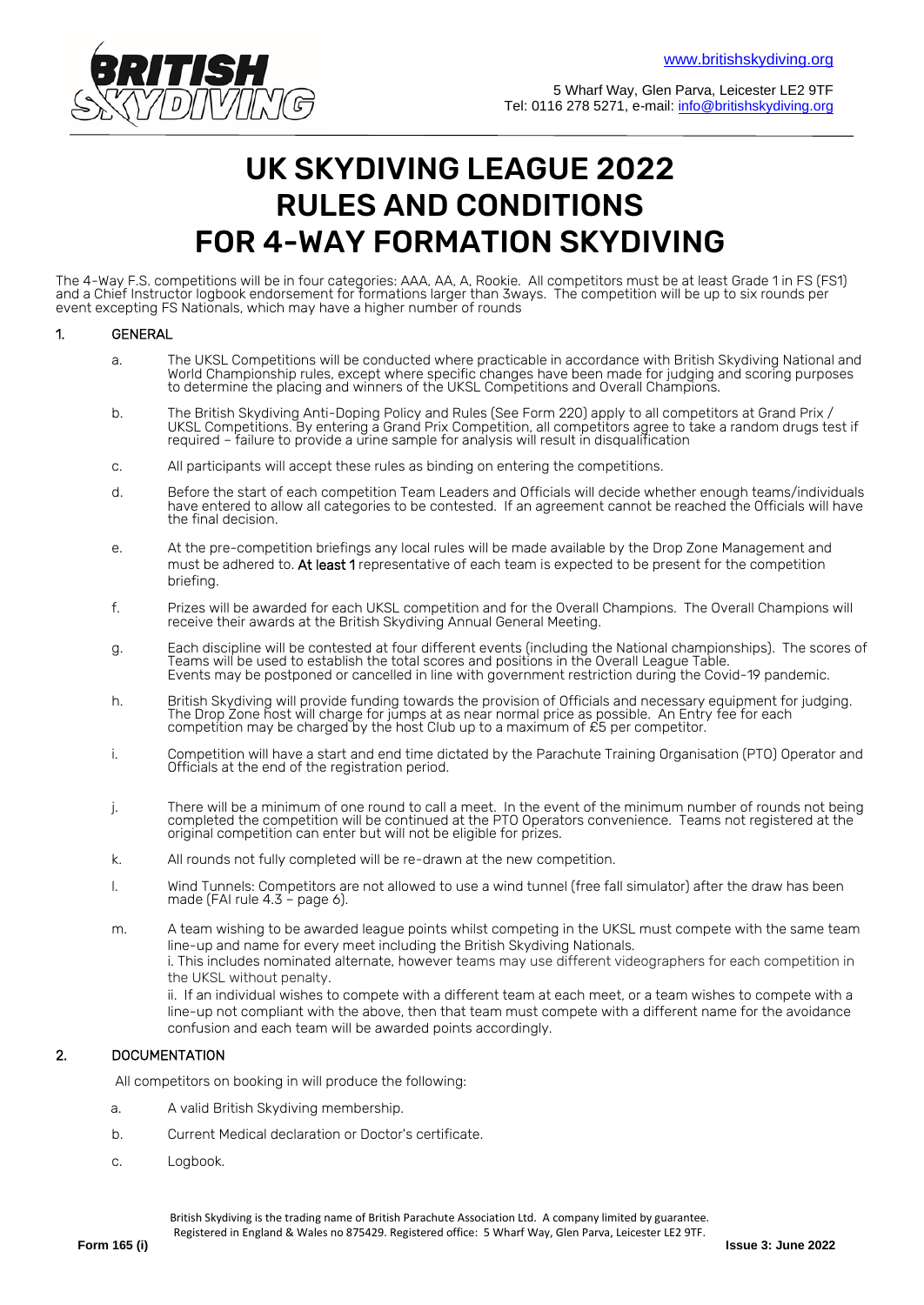www.britishskydiving.org

5 Wharf Way, Glen Parva, Leicester LE2 9TF
Tel: 0116 278 5271, e-mail: info@britishskydiving.org

# UK SKYDIVING LEAGUE 2022 RULES AND CONDITIONS FOR 4-WAY FORMATION SKYDIVING

The 4-Way F.S. competitions will be in four categories: AAA, AA, A, Rookie. All competitors must be at least Grade 1 in FS (FS1) and a Chief Instructor logbook endorsement for formations larger than 3ways. The competition will be up to six rounds per event excepting FS Nationals, which may have a higher number of rounds

## 1. GENERAL

a. The UKSL Competitions will be conducted where practicable in accordance with British Skydiving National and World Championship rules, except where specific changes have been made for judging and scoring purposes to determine the placing and winners of the UKSL Competitions and Overall Champions.

b. The British Skydiving Anti-Doping Policy and Rules (See Form 220) apply to all competitors at Grand Prix / UKSL Competitions. By entering a Grand Prix Competition, all competitors agree to take a random drugs test if required – failure to provide a urine sample for analysis will result in disqualification

c. All participants will accept these rules as binding on entering the competitions.

d. Before the start of each competition Team Leaders and Officials will decide whether enough teams/individuals have entered to allow all categories to be contested. If an agreement cannot be reached the Officials will have the final decision.

e. At the pre-competition briefings any local rules will be made available by the Drop Zone Management and must be adhered to. **At least 1** representative of each team is expected to be present for the competition briefing.

f. Prizes will be awarded for each UKSL competition and for the Overall Champions. The Overall Champions will receive their awards at the British Skydiving Annual General Meeting.

g. Each discipline will be contested at four different events (including the National championships). The scores of Teams will be used to establish the total scores and positions in the Overall League Table.
Events may be postponed or cancelled in line with government restriction during the Covid-19 pandemic.

h. British Skydiving will provide funding towards the provision of Officials and necessary equipment for judging. The Drop Zone host will charge for jumps at as near normal price as possible. An Entry fee for each competition may be charged by the host Club up to a maximum of £5 per competitor.

i. Competition will have a start and end time dictated by the Parachute Training Organisation (PTO) Operator and Officials at the end of the registration period.

j. There will be a minimum of one round to call a meet. In the event of the minimum number of rounds not being completed the competition will be continued at the PTO Operators convenience. Teams not registered at the original competition can enter but will not be eligible for prizes.

k. All rounds not fully completed will be re-drawn at the new competition.

l. Wind Tunnels: Competitors are not allowed to use a wind tunnel (free fall simulator) after the draw has been made (FAI rule 4.3 – page 6).

m. A team wishing to be awarded league points whilst competing in the UKSL must compete with the same team line-up and name for every meet including the British Skydiving Nationals.
i. This includes nominated alternate, however teams may use different videographers for each competition in the UKSL without penalty.
ii. If an individual wishes to compete with a different team at each meet, or a team wishes to compete with a line-up not compliant with the above, then that team must compete with a different name for the avoidance confusion and each team will be awarded points accordingly.

## 2. DOCUMENTATION

All competitors on booking in will produce the following:

a. A valid British Skydiving membership.

b. Current Medical declaration or Doctor's certificate.

c. Logbook.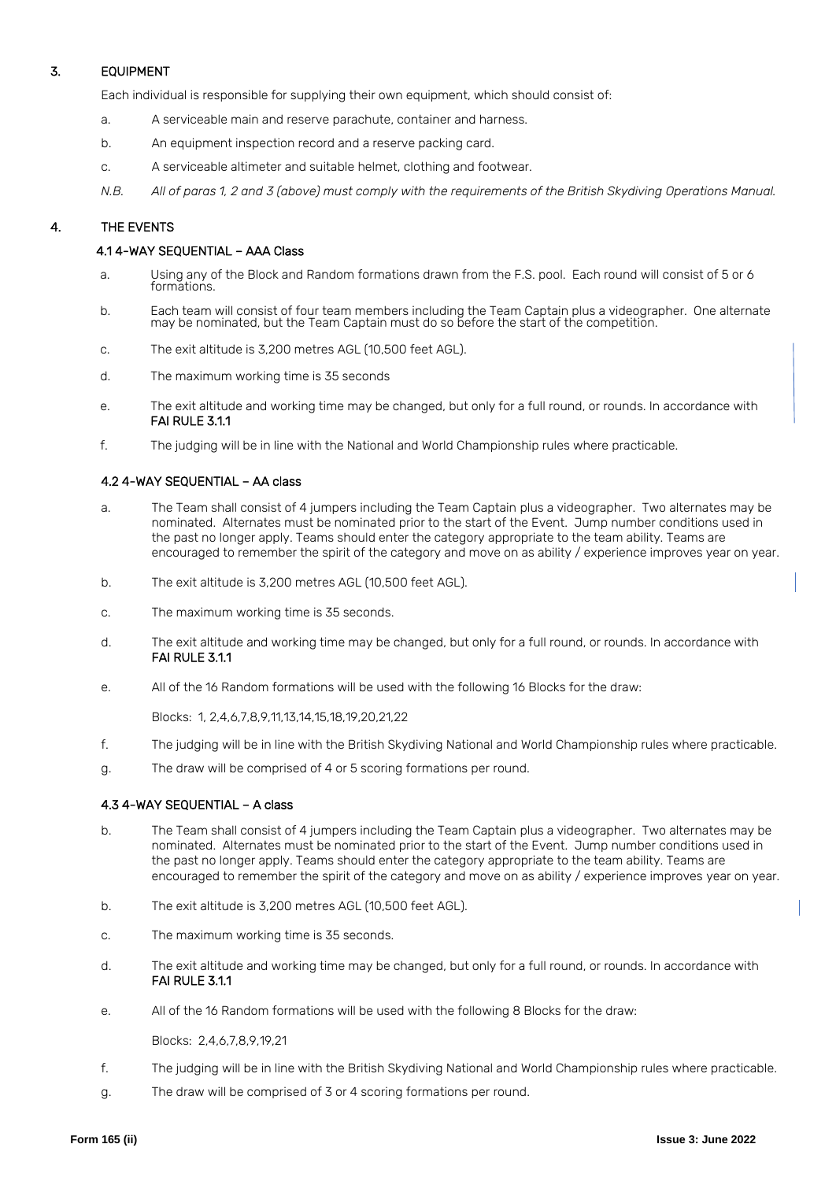## 3. EQUIPMENT

Each individual is responsible for supplying their own equipment, which should consist of:

a. A serviceable main and reserve parachute, container and harness.

b. An equipment inspection record and a reserve packing card.

c. A serviceable altimeter and suitable helmet, clothing and footwear.

*N.B. All of paras 1, 2 and 3 (above) must comply with the requirements of the British Skydiving Operations Manual.*

## 4. THE EVENTS

### 4.1 4-WAY SEQUENTIAL – AAA Class

a. Using any of the Block and Random formations drawn from the F.S. pool. Each round will consist of 5 or 6 formations.

b. Each team will consist of four team members including the Team Captain plus a videographer. One alternate may be nominated, but the Team Captain must do so before the start of the competition.

c. The exit altitude is 3,200 metres AGL (10,500 feet AGL).

d. The maximum working time is 35 seconds

e. The exit altitude and working time may be changed, but only for a full round, or rounds. In accordance with **FAI RULE 3.1.1**

f. The judging will be in line with the National and World Championship rules where practicable.

### 4.2 4-WAY SEQUENTIAL – AA class

a. The Team shall consist of 4 jumpers including the Team Captain plus a videographer. Two alternates may be nominated. Alternates must be nominated prior to the start of the Event. Jump number conditions used in the past no longer apply. Teams should enter the category appropriate to the team ability. Teams are encouraged to remember the spirit of the category and move on as ability / experience improves year on year.

b. The exit altitude is 3,200 metres AGL (10,500 feet AGL).

c. The maximum working time is 35 seconds.

d. The exit altitude and working time may be changed, but only for a full round, or rounds. In accordance with **FAI RULE 3.1.1**

e. All of the 16 Random formations will be used with the following 16 Blocks for the draw:

   Blocks: 1, 2,4,6,7,8,9,11,13,14,15,18,19,20,21,22

f. The judging will be in line with the British Skydiving National and World Championship rules where practicable.

g. The draw will be comprised of 4 or 5 scoring formations per round.

### 4.3 4-WAY SEQUENTIAL – A class

b. The Team shall consist of 4 jumpers including the Team Captain plus a videographer. Two alternates may be nominated. Alternates must be nominated prior to the start of the Event. Jump number conditions used in the past no longer apply. Teams should enter the category appropriate to the team ability. Teams are encouraged to remember the spirit of the category and move on as ability / experience improves year on year.

b. The exit altitude is 3,200 metres AGL (10,500 feet AGL).

c. The maximum working time is 35 seconds.

d. The exit altitude and working time may be changed, but only for a full round, or rounds. In accordance with **FAI RULE 3.1.1**

e. All of the 16 Random formations will be used with the following 8 Blocks for the draw:

   Blocks: 2,4,6,7,8,9,19,21

f. The judging will be in line with the British Skydiving National and World Championship rules where practicable.

g. The draw will be comprised of 3 or 4 scoring formations per round.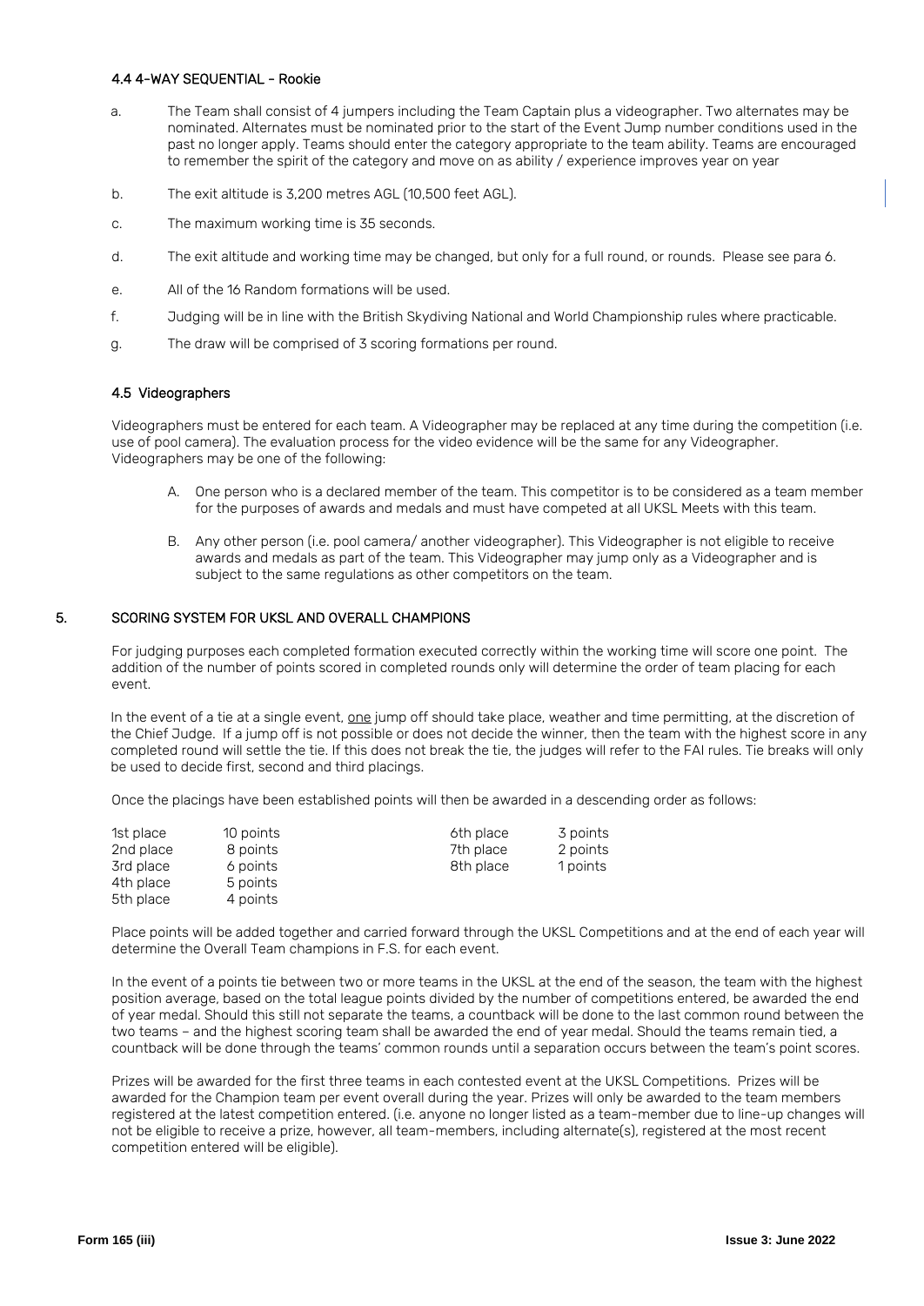#### 4.4 4-WAY SEQUENTIAL - Rookie

a. The Team shall consist of 4 jumpers including the Team Captain plus a videographer. Two alternates may be nominated. Alternates must be nominated prior to the start of the Event Jump number conditions used in the past no longer apply. Teams should enter the category appropriate to the team ability. Teams are encouraged to remember the spirit of the category and move on as ability / experience improves year on year

b. The exit altitude is 3,200 metres AGL (10,500 feet AGL).

c. The maximum working time is 35 seconds.

d. The exit altitude and working time may be changed, but only for a full round, or rounds. Please see para 6.

e. All of the 16 Random formations will be used.

f. Judging will be in line with the British Skydiving National and World Championship rules where practicable.

g. The draw will be comprised of 3 scoring formations per round.

#### 4.5 Videographers

Videographers must be entered for each team. A Videographer may be replaced at any time during the competition (i.e. use of pool camera). The evaluation process for the video evidence will be the same for any Videographer. Videographers may be one of the following:

A. One person who is a declared member of the team. This competitor is to be considered as a team member for the purposes of awards and medals and must have competed at all UKSL Meets with this team.

B. Any other person (i.e. pool camera/ another videographer). This Videographer is not eligible to receive awards and medals as part of the team. This Videographer may jump only as a Videographer and is subject to the same regulations as other competitors on the team.

### 5. SCORING SYSTEM FOR UKSL AND OVERALL CHAMPIONS

For judging purposes each completed formation executed correctly within the working time will score one point. The addition of the number of points scored in completed rounds only will determine the order of team placing for each event.

In the event of a tie at a single event, one jump off should take place, weather and time permitting, at the discretion of the Chief Judge. If a jump off is not possible or does not decide the winner, then the team with the highest score in any completed round will settle the tie. If this does not break the tie, the judges will refer to the FAI rules. Tie breaks will only be used to decide first, second and third placings.

Once the placings have been established points will then be awarded in a descending order as follows:

| | | | |
|---|---|---|---|
| 1st place | 10 points | 6th place | 3 points |
| 2nd place | 8 points | 7th place | 2 points |
| 3rd place | 6 points | 8th place | 1 points |
| 4th place | 5 points | | |
| 5th place | 4 points | | |

Place points will be added together and carried forward through the UKSL Competitions and at the end of each year will determine the Overall Team champions in F.S. for each event.

In the event of a points tie between two or more teams in the UKSL at the end of the season, the team with the highest position average, based on the total league points divided by the number of competitions entered, be awarded the end of year medal. Should this still not separate the teams, a countback will be done to the last common round between the two teams – and the highest scoring team shall be awarded the end of year medal. Should the teams remain tied, a countback will be done through the teams' common rounds until a separation occurs between the team's point scores.

Prizes will be awarded for the first three teams in each contested event at the UKSL Competitions. Prizes will be awarded for the Champion team per event overall during the year. Prizes will only be awarded to the team members registered at the latest competition entered. (i.e. anyone no longer listed as a team-member due to line-up changes will not be eligible to receive a prize, however, all team-members, including alternate(s), registered at the most recent competition entered will be eligible).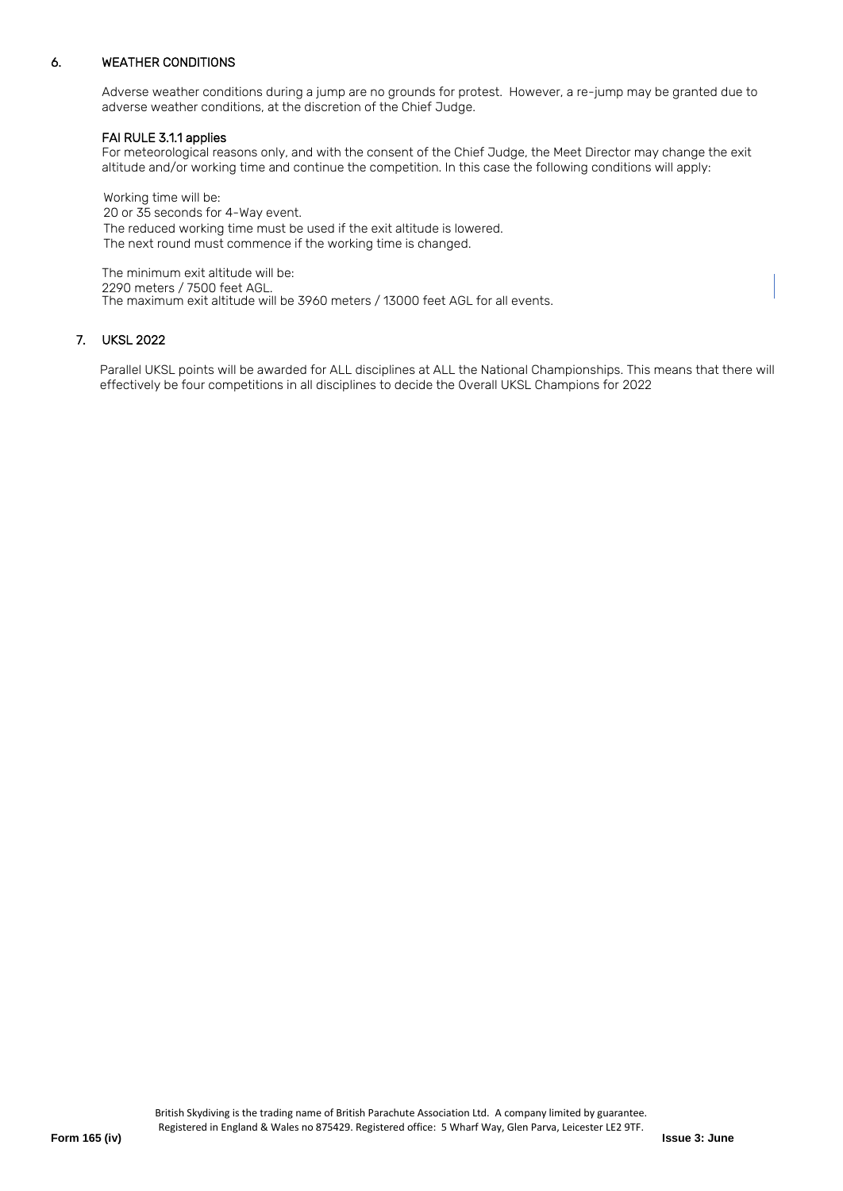## 6. WEATHER CONDITIONS

Adverse weather conditions during a jump are no grounds for protest. However, a re-jump may be granted due to adverse weather conditions, at the discretion of the Chief Judge.

**FAI RULE 3.1.1 applies**
For meteorological reasons only, and with the consent of the Chief Judge, the Meet Director may change the exit altitude and/or working time and continue the competition. In this case the following conditions will apply:

Working time will be:
20 or 35 seconds for 4-Way event.
The reduced working time must be used if the exit altitude is lowered.
The next round must commence if the working time is changed.

The minimum exit altitude will be:
2290 meters / 7500 feet AGL.
The maximum exit altitude will be 3960 meters / 13000 feet AGL for all events.

## 7. UKSL 2022

Parallel UKSL points will be awarded for ALL disciplines at ALL the National Championships. This means that there will effectively be four competitions in all disciplines to decide the Overall UKSL Champions for 2022

British Skydiving is the trading name of British Parachute Association Ltd. A company limited by guarantee.
Registered in England & Wales no 875429. Registered office: 5 Wharf Way, Glen Parva, Leicester LE2 9TF.

**Form 165 (iv)** **Issue 3: June**